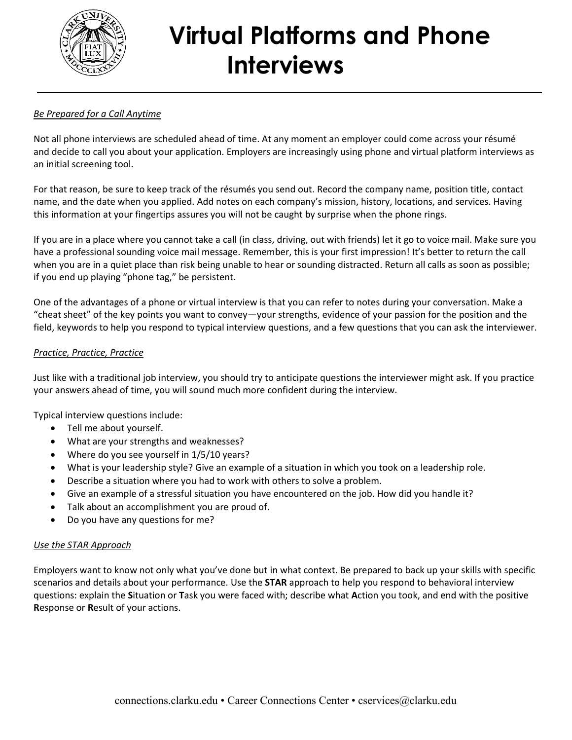# Virtual Platforms and Phone Interviews

*Be Prepared for a Call Anytime*

Not all phone interviews are scheduled ahead of time. At any moment an employer could come across your résumé and decide to call you about your application. Employers are increasingly using phone and virtual platform interviews as an initial screening tool.

For that reason, be sure to keep track of the résumés you send out. Record the company name, position title, contact name, and the date when you applied. Add notes on each company's mission, history, locations, and services. Having this information at your fingertips assures you will not be caught by surprise when the phone rings.

If you are in a place where you cannot take a call (in class, driving, out with friends) let it go to voice mail. Make sure you have a professional sounding voice mail message. Remember, this is your first impression! It's better to return the call when you are in a quiet place than risk being unable to hear or sounding distracted. Return all calls as soon as possible; if you end up playing "phone tag," be persistent.

One of the advantages of a phone or virtual interview is that you can refer to notes during your conversation. Make a "cheat sheet" of the key points you want to convey—your strengths, evidence of your passion for the position and the field, keywords to help you respond to typical interview questions, and a few questions that you can ask the interviewer.

*Practice, Practice, Practice*

Just like with a traditional job interview, you should try to anticipate questions the interviewer might ask. If you practice your answers ahead of time, you will sound much more confident during the interview.

Typical interview questions include:

- Tell me about yourself.
- What are your strengths and weaknesses?
- Where do you see yourself in 1/5/10 years?
- What is your leadership style? Give an example of a situation in which you took on a leadership role.
- Describe a situation where you had to work with others to solve a problem.
- Give an example of a stressful situation you have encountered on the job. How did you handle it?
- Talk about an accomplishment you are proud of.
- Do you have any questions for me?

*Use the STAR Approach*

Employers want to know not only what you've done but in what context. Be prepared to back up your skills with specific scenarios and details about your performance. Use the **STAR** approach to help you respond to behavioral interview questions: explain the **S**ituation or **T**ask you were faced with; describe what **A**ction you took, and end with the positive **R**esponse or **R**esult of your actions.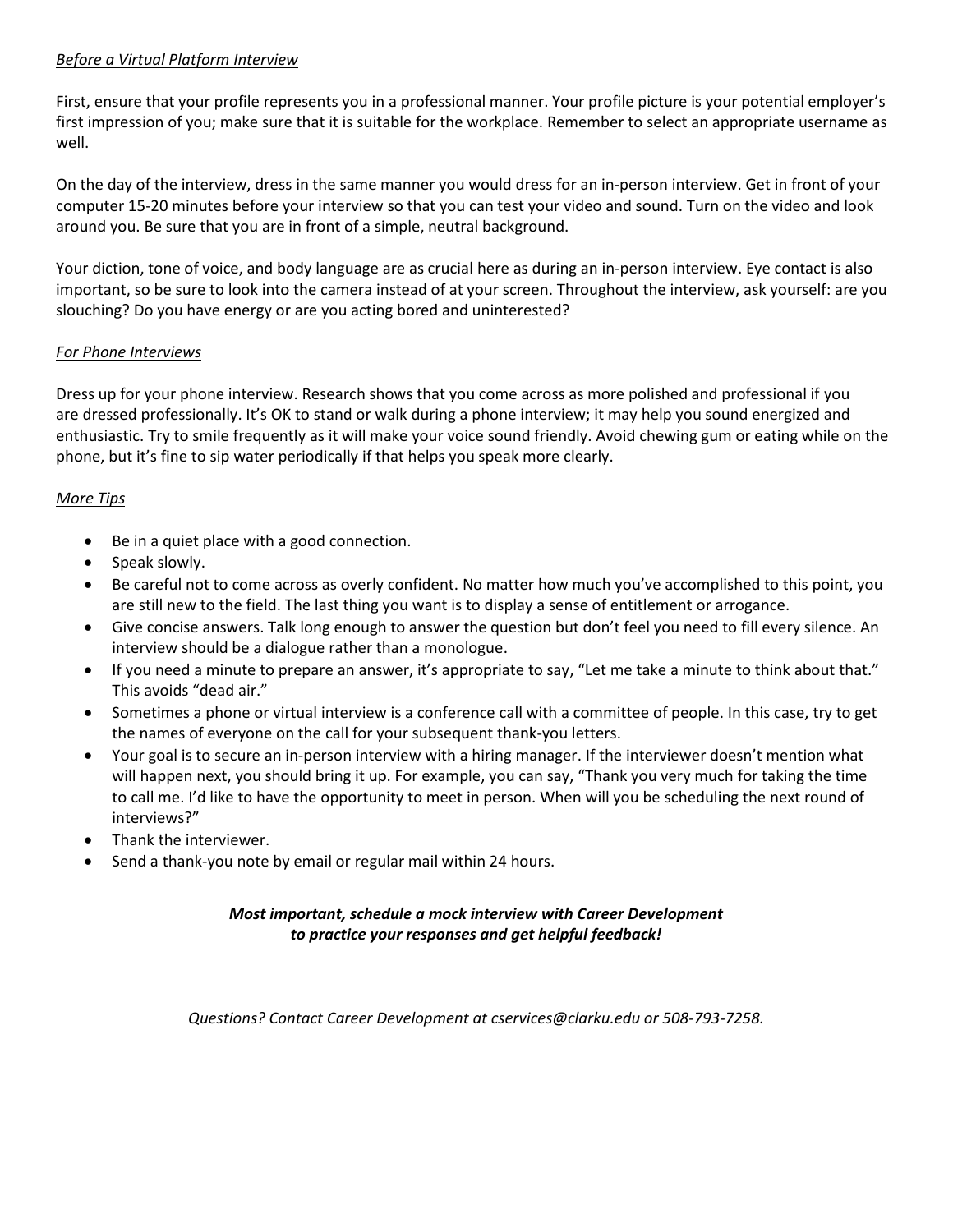*Before a Virtual Platform Interview*

First, ensure that your profile represents you in a professional manner. Your profile picture is your potential employer's first impression of you; make sure that it is suitable for the workplace. Remember to select an appropriate username as well.

On the day of the interview, dress in the same manner you would dress for an in-person interview. Get in front of your computer 15-20 minutes before your interview so that you can test your video and sound. Turn on the video and look around you. Be sure that you are in front of a simple, neutral background.

Your diction, tone of voice, and body language are as crucial here as during an in-person interview. Eye contact is also important, so be sure to look into the camera instead of at your screen. Throughout the interview, ask yourself: are you slouching? Do you have energy or are you acting bored and uninterested?

*For Phone Interviews*

Dress up for your phone interview. Research shows that you come across as more polished and professional if you are dressed professionally. It's OK to stand or walk during a phone interview; it may help you sound energized and enthusiastic. Try to smile frequently as it will make your voice sound friendly. Avoid chewing gum or eating while on the phone, but it's fine to sip water periodically if that helps you speak more clearly.

*More Tips*

- Be in a quiet place with a good connection.
- Speak slowly.
- Be careful not to come across as overly confident. No matter how much you've accomplished to this point, you are still new to the field. The last thing you want is to display a sense of entitlement or arrogance.
- Give concise answers. Talk long enough to answer the question but don't feel you need to fill every silence. An interview should be a dialogue rather than a monologue.
- If you need a minute to prepare an answer, it's appropriate to say, "Let me take a minute to think about that." This avoids "dead air."
- Sometimes a phone or virtual interview is a conference call with a committee of people. In this case, try to get the names of everyone on the call for your subsequent thank-you letters.
- Your goal is to secure an in-person interview with a hiring manager. If the interviewer doesn't mention what will happen next, you should bring it up. For example, you can say, "Thank you very much for taking the time to call me. I'd like to have the opportunity to meet in person. When will you be scheduling the next round of interviews?"
- Thank the interviewer.
- Send a thank-you note by email or regular mail within 24 hours.

***Most important, schedule a mock interview with Career Development to practice your responses and get helpful feedback!***

*Questions? Contact Career Development at cservices@clarku.edu or 508-793-7258.*